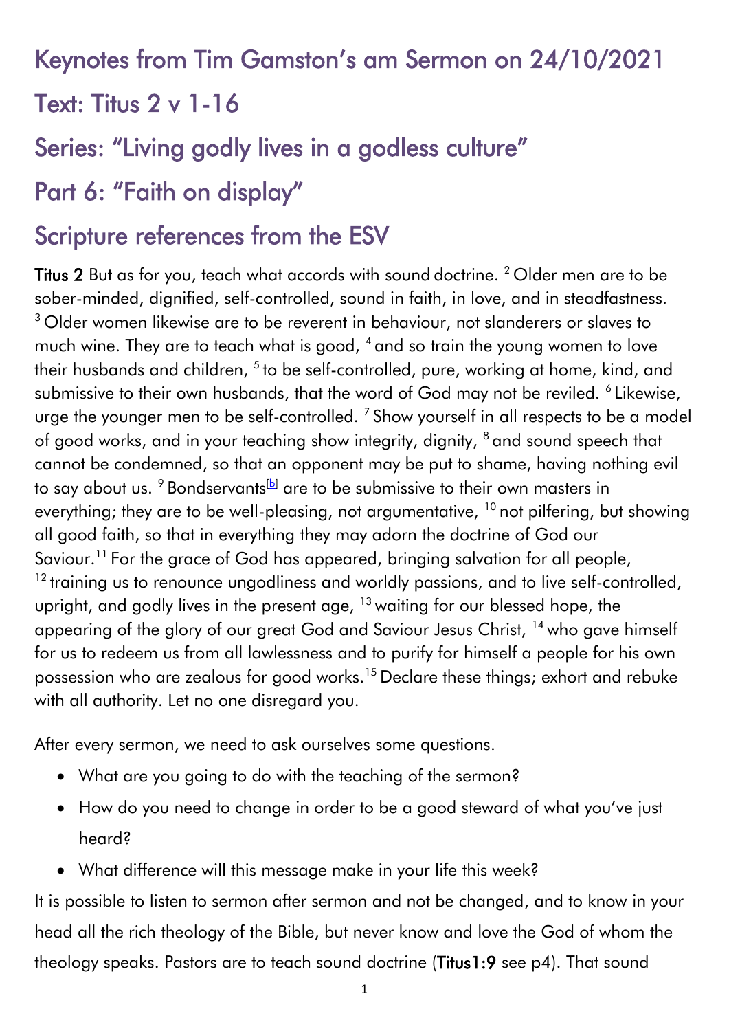# Keynotes from Tim Gamston's am Sermon on 24/10/2021

## Text: Titus 2 v 1-16

## Series: "Living godly lives in a godless culture"

## Part 6: "Faith on display"

## Scripture references from the ESV

**Titus 2** But as for you, teach what accords with sound doctrine. [2] Older men are to be sober-minded, dignified, self-controlled, sound in faith, in love, and in steadfastness. [3] Older women likewise are to be reverent in behaviour, not slanderers or slaves to much wine. They are to teach what is good, [4] and so train the young women to love their husbands and children, [5] to be self-controlled, pure, working at home, kind, and submissive to their own husbands, that the word of God may not be reviled. [6] Likewise, urge the younger men to be self-controlled. [7] Show yourself in all respects to be a model of good works, and in your teaching show integrity, dignity, [8] and sound speech that cannot be condemned, so that an opponent may be put to shame, having nothing evil to say about us. [9] Bondservants[b] are to be submissive to their own masters in everything; they are to be well-pleasing, not argumentative, [10] not pilfering, but showing all good faith, so that in everything they may adorn the doctrine of God our Saviour.[11] For the grace of God has appeared, bringing salvation for all people, [12] training us to renounce ungodliness and worldly passions, and to live self-controlled, upright, and godly lives in the present age, [13] waiting for our blessed hope, the appearing of the glory of our great God and Saviour Jesus Christ, [14] who gave himself for us to redeem us from all lawlessness and to purify for himself a people for his own possession who are zealous for good works.[15] Declare these things; exhort and rebuke with all authority. Let no one disregard you.

After every sermon, we need to ask ourselves some questions.

- What are you going to do with the teaching of the sermon?
- How do you need to change in order to be a good steward of what you've just heard?
- What difference will this message make in your life this week?

It is possible to listen to sermon after sermon and not be changed, and to know in your head all the rich theology of the Bible, but never know and love the God of whom the theology speaks. Pastors are to teach sound doctrine (**Titus1:9** see p4). That sound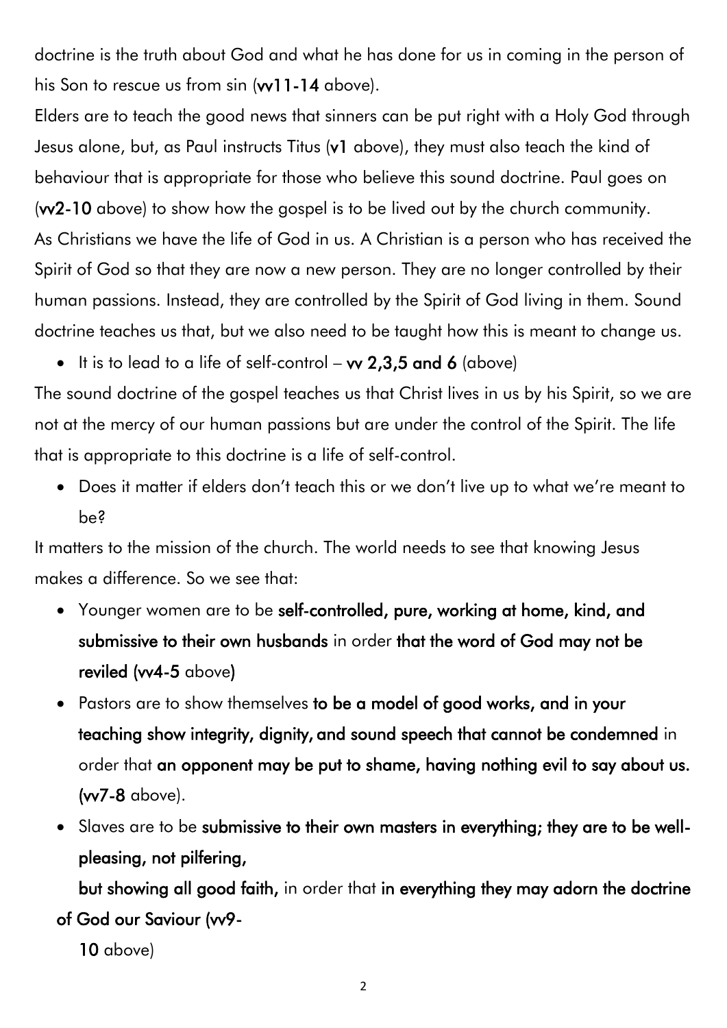doctrine is the truth about God and what he has done for us in coming in the person of his Son to rescue us from sin (**vv11-14** above).

Elders are to teach the good news that sinners can be put right with a Holy God through Jesus alone, but, as Paul instructs Titus (**v1** above), they must also teach the kind of behaviour that is appropriate for those who believe this sound doctrine. Paul goes on (**vv2-10** above) to show how the gospel is to be lived out by the church community.

As Christians we have the life of God in us. A Christian is a person who has received the Spirit of God so that they are now a new person. They are no longer controlled by their human passions. Instead, they are controlled by the Spirit of God living in them. Sound doctrine teaches us that, but we also need to be taught how this is meant to change us.

- It is to lead to a life of self-control – **vv 2,3,5 and 6** (above)

The sound doctrine of the gospel teaches us that Christ lives in us by his Spirit, so we are not at the mercy of our human passions but are under the control of the Spirit. The life that is appropriate to this doctrine is a life of self-control.

- Does it matter if elders don't teach this or we don't live up to what we're meant to be?

It matters to the mission of the church. The world needs to see that knowing Jesus makes a difference. So we see that:

- Younger women are to be **self-controlled, pure, working at home, kind, and submissive to their own husbands** in order **that the word of God may not be reviled (vv4-5** above**)**
- Pastors are to show themselves **to be a model of good works, and in your teaching show integrity, dignity, and sound speech that cannot be condemned** in order that **an opponent may be put to shame, having nothing evil to say about us. (vv7-8** above).
- Slaves are to be **submissive to their own masters in everything; they are to be well-pleasing, not pilfering, but showing all good faith,** in order that **in everything they may adorn the doctrine of God our Saviour (vv9-10** above)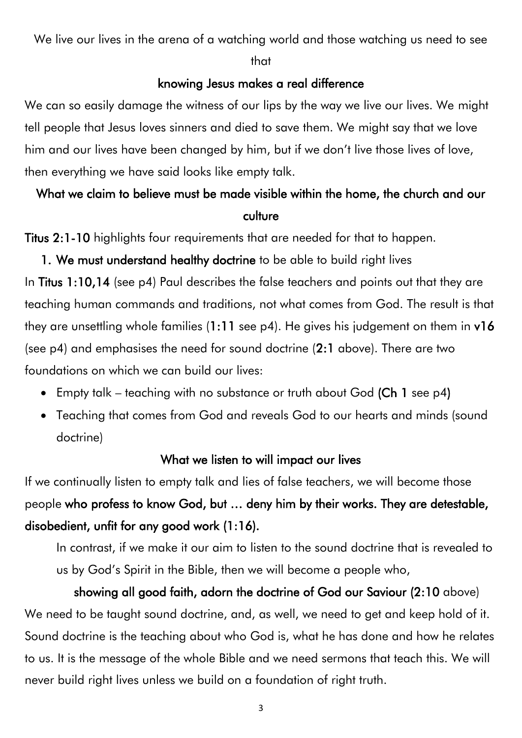We live our lives in the arena of a watching world and those watching us need to see that

**knowing Jesus makes a real difference**

We can so easily damage the witness of our lips by the way we live our lives. We might tell people that Jesus loves sinners and died to save them. We might say that we love him and our lives have been changed by him, but if we don't live those lives of love, then everything we have said looks like empty talk.

**What we claim to believe must be made visible within the home, the church and our culture**

**Titus 2:1-10** highlights four requirements that are needed for that to happen.

1. **We must understand healthy doctrine** to be able to build right lives

In **Titus 1:10,14** (see p4) Paul describes the false teachers and points out that they are teaching human commands and traditions, not what comes from God. The result is that they are unsettling whole families (**1:11** see p4). He gives his judgement on them in **v16** (see p4) and emphasises the need for sound doctrine (**2:1** above). There are two foundations on which we can build our lives:

- Empty talk – teaching with no substance or truth about God **(Ch 1** see p4**)**
- Teaching that comes from God and reveals God to our hearts and minds (sound doctrine)

**What we listen to will impact our lives**

If we continually listen to empty talk and lies of false teachers, we will become those people **who profess to know God, but … deny him by their works. They are detestable, disobedient, unfit for any good work (1:16).**

In contrast, if we make it our aim to listen to the sound doctrine that is revealed to us by God's Spirit in the Bible, then we will become a people who,

**showing all good faith, adorn the doctrine of God our Saviour (2:10** above)

We need to be taught sound doctrine, and, as well, we need to get and keep hold of it. Sound doctrine is the teaching about who God is, what he has done and how he relates to us. It is the message of the whole Bible and we need sermons that teach this. We will never build right lives unless we build on a foundation of right truth.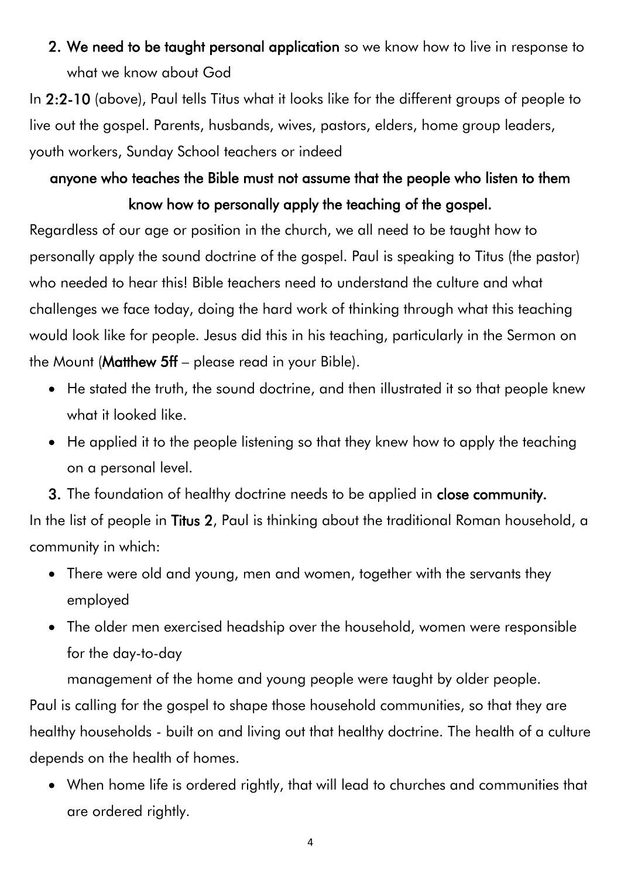2. **We need to be taught personal application** so we know how to live in response to what we know about God

In **2:2-10** (above), Paul tells Titus what it looks like for the different groups of people to live out the gospel. Parents, husbands, wives, pastors, elders, home group leaders, youth workers, Sunday School teachers or indeed

**anyone who teaches the Bible must not assume that the people who listen to them know how to personally apply the teaching of the gospel.**

Regardless of our age or position in the church, we all need to be taught how to personally apply the sound doctrine of the gospel. Paul is speaking to Titus (the pastor) who needed to hear this! Bible teachers need to understand the culture and what challenges we face today, doing the hard work of thinking through what this teaching would look like for people. Jesus did this in his teaching, particularly in the Sermon on the Mount (**Matthew 5ff** – please read in your Bible).

- He stated the truth, the sound doctrine, and then illustrated it so that people knew what it looked like.
- He applied it to the people listening so that they knew how to apply the teaching on a personal level.

3. The foundation of healthy doctrine needs to be applied in **close community.**

In the list of people in **Titus 2**, Paul is thinking about the traditional Roman household, a community in which:

- There were old and young, men and women, together with the servants they employed
- The older men exercised headship over the household, women were responsible for the day-to-day management of the home and young people were taught by older people.

Paul is calling for the gospel to shape those household communities, so that they are healthy households - built on and living out that healthy doctrine. The health of a culture depends on the health of homes.

- When home life is ordered rightly, that will lead to churches and communities that are ordered rightly.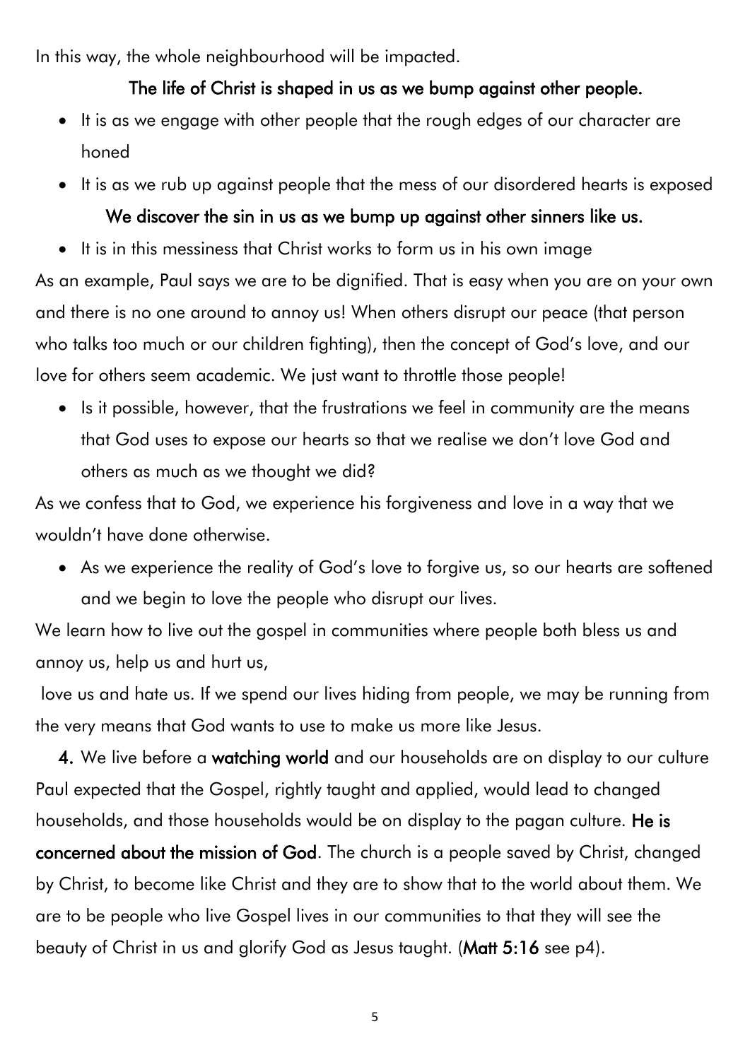In this way, the whole neighbourhood will be impacted.

**The life of Christ is shaped in us as we bump against other people.**

- It is as we engage with other people that the rough edges of our character are honed
- It is as we rub up against people that the mess of our disordered hearts is exposed

**We discover the sin in us as we bump up against other sinners like us.**

- It is in this messiness that Christ works to form us in his own image

As an example, Paul says we are to be dignified. That is easy when you are on your own and there is no one around to annoy us! When others disrupt our peace (that person who talks too much or our children fighting), then the concept of God's love, and our love for others seem academic. We just want to throttle those people!

- Is it possible, however, that the frustrations we feel in community are the means that God uses to expose our hearts so that we realise we don't love God and others as much as we thought we did?

As we confess that to God, we experience his forgiveness and love in a way that we wouldn't have done otherwise.

- As we experience the reality of God's love to forgive us, so our hearts are softened and we begin to love the people who disrupt our lives.

We learn how to live out the gospel in communities where people both bless us and annoy us, help us and hurt us,
love us and hate us. If we spend our lives hiding from people, we may be running from the very means that God wants to use to make us more like Jesus.

**4.** We live before a **watching world** and our households are on display to our culture
Paul expected that the Gospel, rightly taught and applied, would lead to changed households, and those households would be on display to the pagan culture. **He is concerned about the mission of God**. The church is a people saved by Christ, changed by Christ, to become like Christ and they are to show that to the world about them. We are to be people who live Gospel lives in our communities to that they will see the beauty of Christ in us and glorify God as Jesus taught. (**Matt 5:16** see p4).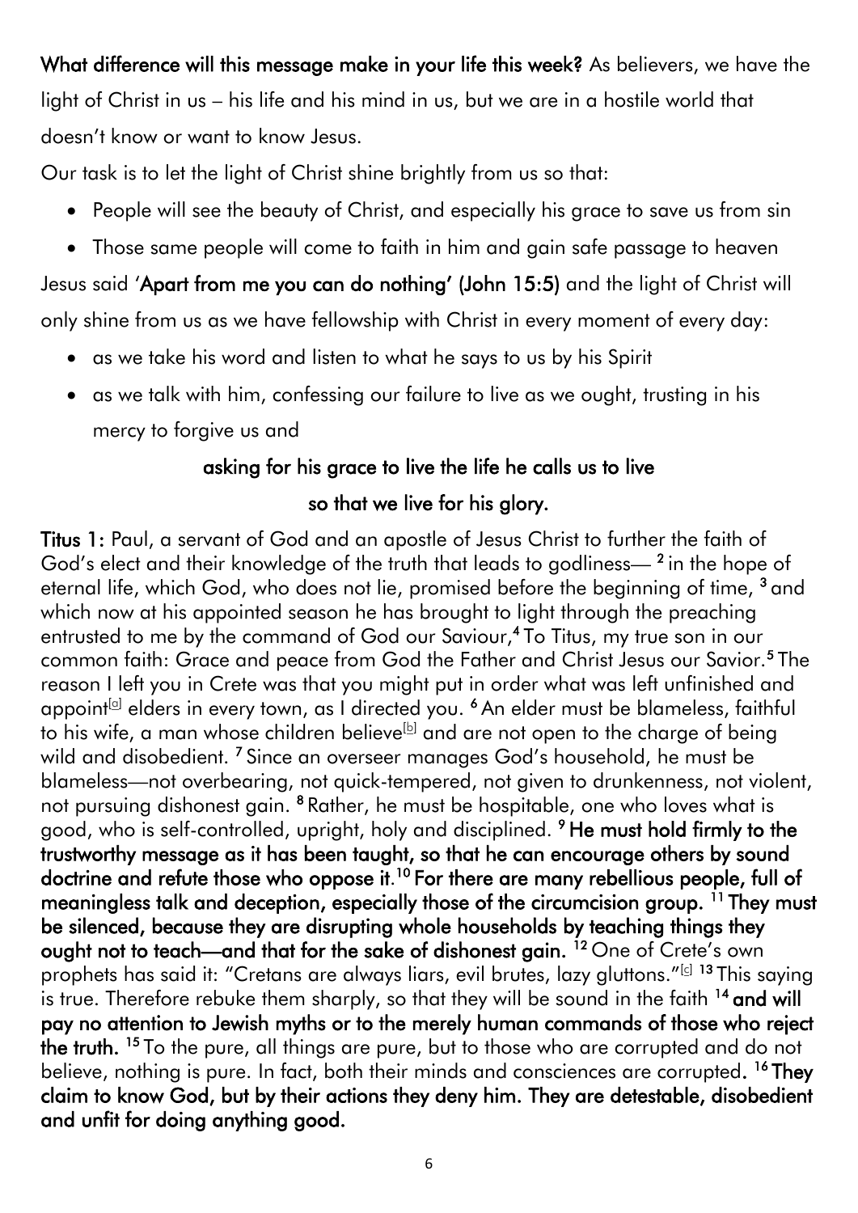**What difference will this message make in your life this week?** As believers, we have the light of Christ in us – his life and his mind in us, but we are in a hostile world that doesn't know or want to know Jesus.

Our task is to let the light of Christ shine brightly from us so that:

- People will see the beauty of Christ, and especially his grace to save us from sin
- Those same people will come to faith in him and gain safe passage to heaven

Jesus said '**Apart from me you can do nothing' (John 15:5)** and the light of Christ will only shine from us as we have fellowship with Christ in every moment of every day:

- as we take his word and listen to what he says to us by his Spirit
- as we talk with him, confessing our failure to live as we ought, trusting in his mercy to forgive us and

**asking for his grace to live the life he calls us to live**

**so that we live for his glory.**

**Titus 1:** Paul, a servant of God and an apostle of Jesus Christ to further the faith of God's elect and their knowledge of the truth that leads to godliness— [2] in the hope of eternal life, which God, who does not lie, promised before the beginning of time, [3] and which now at his appointed season he has brought to light through the preaching entrusted to me by the command of God our Saviour,[4] To Titus, my true son in our common faith: Grace and peace from God the Father and Christ Jesus our Savior.[5] The reason I left you in Crete was that you might put in order what was left unfinished and appoint[a] elders in every town, as I directed you. [6] An elder must be blameless, faithful to his wife, a man whose children believe[b] and are not open to the charge of being wild and disobedient. [7] Since an overseer manages God's household, he must be blameless—not overbearing, not quick-tempered, not given to drunkenness, not violent, not pursuing dishonest gain. [8] Rather, he must be hospitable, one who loves what is good, who is self-controlled, upright, holy and disciplined. [9] **He must hold firmly to the trustworthy message as it has been taught, so that he can encourage others by sound doctrine and refute those who oppose it.**[10] **For there are many rebellious people, full of meaningless talk and deception, especially those of the circumcision group.** [11] **They must be silenced, because they are disrupting whole households by teaching things they ought not to teach—and that for the sake of dishonest gain.** [12] One of Crete's own prophets has said it: "Cretans are always liars, evil brutes, lazy gluttons."[c] [13] This saying is true. Therefore rebuke them sharply, so that they will be sound in the faith [14] **and will pay no attention to Jewish myths or to the merely human commands of those who reject the truth.** [15] To the pure, all things are pure, but to those who are corrupted and do not believe, nothing is pure. In fact, both their minds and consciences are corrupted. [16] **They claim to know God, but by their actions they deny him. They are detestable, disobedient and unfit for doing anything good.**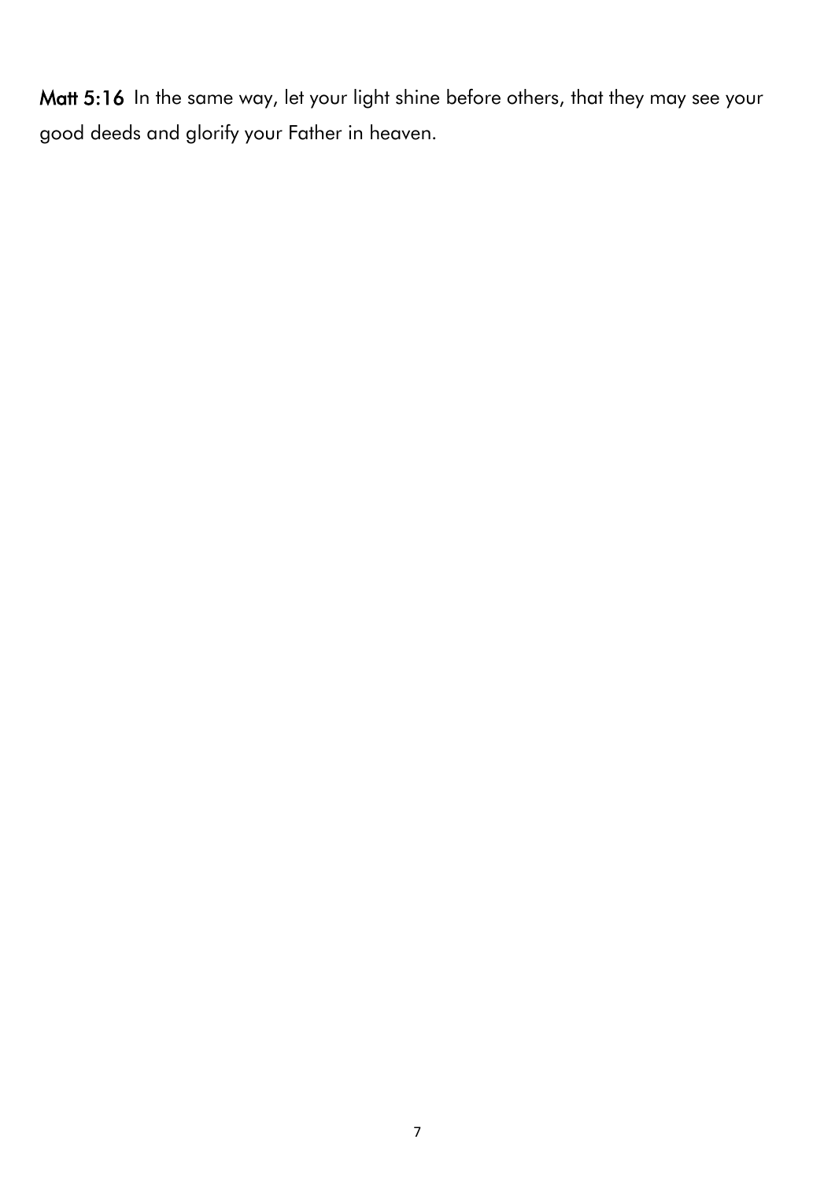**Matt 5:16** In the same way, let your light shine before others, that they may see your good deeds and glorify your Father in heaven.